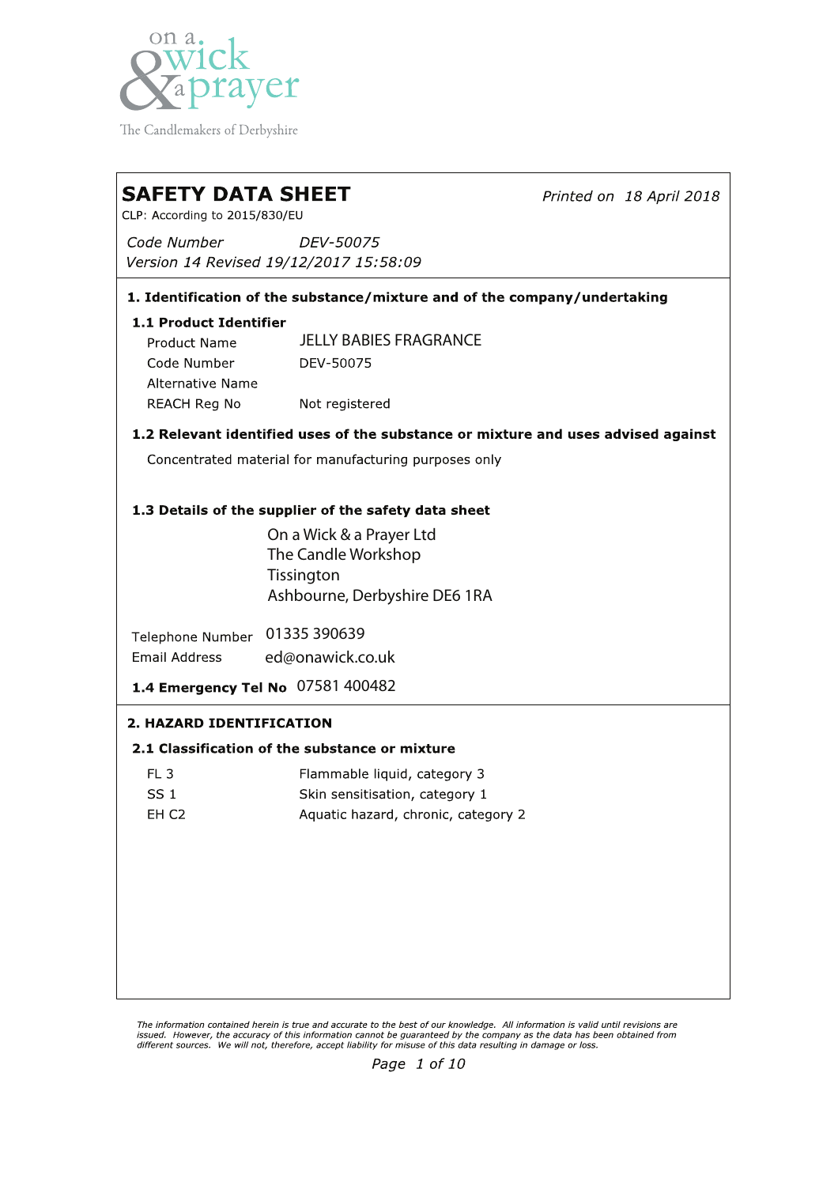on a wick & a prayer

The Candlemakers of Derbyshire

# SAFETY DATA SHEET

*Printed on 18 April 2018*

CLP: According to 2015/830/EU

*Code Number* *DEV-50075*
*Version 14 Revised 19/12/2017 15:58:09*

## 1. Identification of the substance/mixture and of the company/undertaking

### 1.1 Product Identifier

| | |
|---|---|
| Product Name | JELLY BABIES FRAGRANCE |
| Code Number | DEV-50075 |
| Alternative Name | |
| REACH Reg No | Not registered |

### 1.2 Relevant identified uses of the substance or mixture and uses advised against

Concentrated material for manufacturing purposes only

### 1.3 Details of the supplier of the safety data sheet

On a Wick & a Prayer Ltd
The Candle Workshop
Tissington
Ashbourne, Derbyshire DE6 1RA

Telephone Number 01335 390639
Email Address ed@onawick.co.uk

**1.4 Emergency Tel No** 07581 400482

## 2. HAZARD IDENTIFICATION

### 2.1 Classification of the substance or mixture

| | |
|---|---|
| FL 3 | Flammable liquid, category 3 |
| SS 1 | Skin sensitisation, category 1 |
| EH C2 | Aquatic hazard, chronic, category 2 |

*The information contained herein is true and accurate to the best of our knowledge. All information is valid until revisions are issued. However, the accuracy of this information cannot be guaranteed by the company as the data has been obtained from different sources. We will not, therefore, accept liability for misuse of this data resulting in damage or loss.*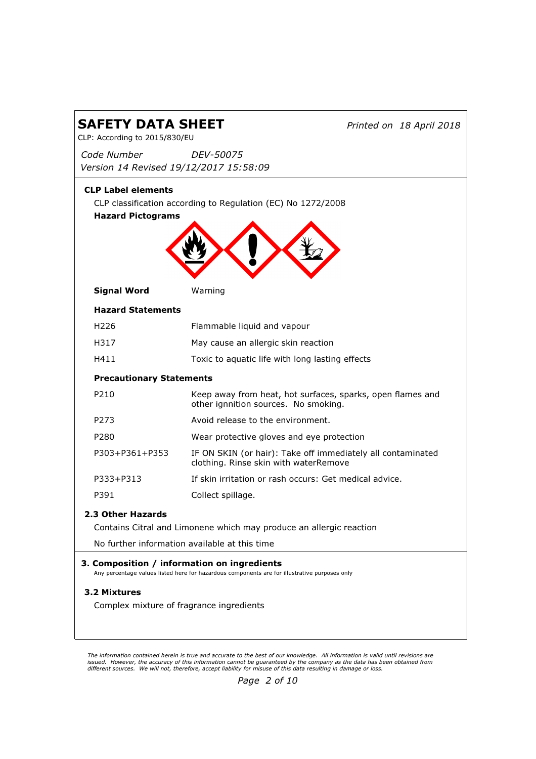# SAFETY DATA SHEET

*Printed on 18 April 2018*

CLP: According to 2015/830/EU

*Code Number* *DEV-50075*

*Version 14 Revised 19/12/2017 15:58:09*

### CLP Label elements

CLP classification according to Regulation (EC) No 1272/2008

**Hazard Pictograms**

**Signal Word** Warning

**Hazard Statements**

| | |
|---|---|
| H226 | Flammable liquid and vapour |
| H317 | May cause an allergic skin reaction |
| H411 | Toxic to aquatic life with long lasting effects |

**Precautionary Statements**

| | |
|---|---|
| P210 | Keep away from heat, hot surfaces, sparks, open flames and other ignnition sources. No smoking. |
| P273 | Avoid release to the environment. |
| P280 | Wear protective gloves and eye protection |
| P303+P361+P353 | IF ON SKIN (or hair): Take off immediately all contaminated clothing. Rinse skin with waterRemove |
| P333+P313 | If skin irritation or rash occurs: Get medical advice. |
| P391 | Collect spillage. |

### 2.3 Other Hazards

Contains Citral and Limonene which may produce an allergic reaction

No further information available at this time

## 3. Composition / information on ingredients

Any percentage values listed here for hazardous components are for illustrative purposes only

### 3.2 Mixtures

Complex mixture of fragrance ingredients

*The information contained herein is true and accurate to the best of our knowledge. All information is valid until revisions are issued. However, the accuracy of this information cannot be guaranteed by the company as the data has been obtained from different sources. We will not, therefore, accept liability for misuse of this data resulting in damage or loss.*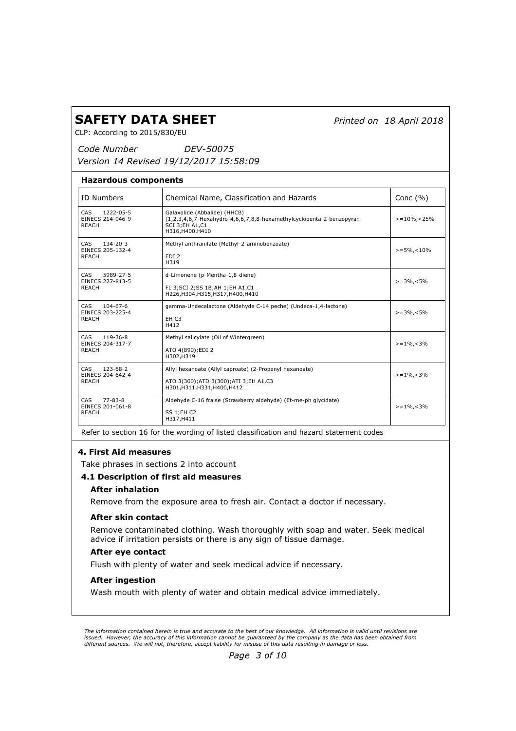# SAFETY DATA SHEET

*Printed on 18 April 2018*

CLP: According to 2015/830/EU

*Code Number DEV-50075*

*Version 14 Revised 19/12/2017 15:58:09*

### Hazardous components

| ID Numbers | Chemical Name, Classification and Hazards | Conc (%) |
|---|---|---|
| CAS 1222-05-5<br>EINECS 214-946-9<br>REACH | Galaxolide (Abbalide) (HHCB)<br>(1,2,3,4,6,7-Hexahydro-4,6,6,7,8,8-hexamethylcyclopenta-2-benzopyran<br>SCI 3;EH A1,C1<br>H316,H400,H410 | >=10%,<25% |
| CAS 134-20-3<br>EINECS 205-132-4<br>REACH | Methyl anthranilate (Methyl-2-aminobenzoate)<br><br>EDI 2<br>H319 | >=5%,<10% |
| CAS 5989-27-5<br>EINECS 227-813-5<br>REACH | d-Limonene (p-Mentha-1,8-diene)<br><br>FL 3;SCI 2;SS 1B;AH 1;EH A1,C1<br>H226,H304,H315,H317,H400,H410 | >=3%,<5% |
| CAS 104-67-6<br>EINECS 203-225-4<br>REACH | gamma-Undecalactone (Aldehyde C-14 peche) (Undeca-1,4-lactone)<br><br>EH C3<br>H412 | >=3%,<5% |
| CAS 119-36-8<br>EINECS 204-317-7<br>REACH | Methyl salicylate (Oil of Wintergreen)<br><br>ATO 4(890);EDI 2<br>H302,H319 | >=1%,<3% |
| CAS 123-68-2<br>EINECS 204-642-4<br>REACH | Allyl hexanoate (Allyl caproate) (2-Propenyl hexanoate)<br><br>ATO 3(300);ATD 3(300);ATI 3;EH A1,C3<br>H301,H311,H331,H400,H412 | >=1%,<3% |
| CAS 77-83-8<br>EINECS 201-061-8<br>REACH | Aldehyde C-16 fraise (Strawberry aldehyde) (Et-me-ph glycidate)<br><br>SS 1;EH C2<br>H317,H411 | >=1%,<3% |

Refer to section 16 for the wording of listed classification and hazard statement codes

### 4. First Aid measures

Take phrases in sections 2 into account

### 4.1 Description of first aid measures

#### After inhalation

Remove from the exposure area to fresh air. Contact a doctor if necessary.

#### After skin contact

Remove contaminated clothing. Wash thoroughly with soap and water. Seek medical advice if irritation persists or there is any sign of tissue damage.

#### After eye contact

Flush with plenty of water and seek medical advice if necessary.

#### After ingestion

Wash mouth with plenty of water and obtain medical advice immediately.

*The information contained herein is true and accurate to the best of our knowledge. All information is valid until revisions are issued. However, the accuracy of this information cannot be guaranteed by the company as the data has been obtained from different sources. We will not, therefore, accept liability for misuse of this data resulting in damage or loss.*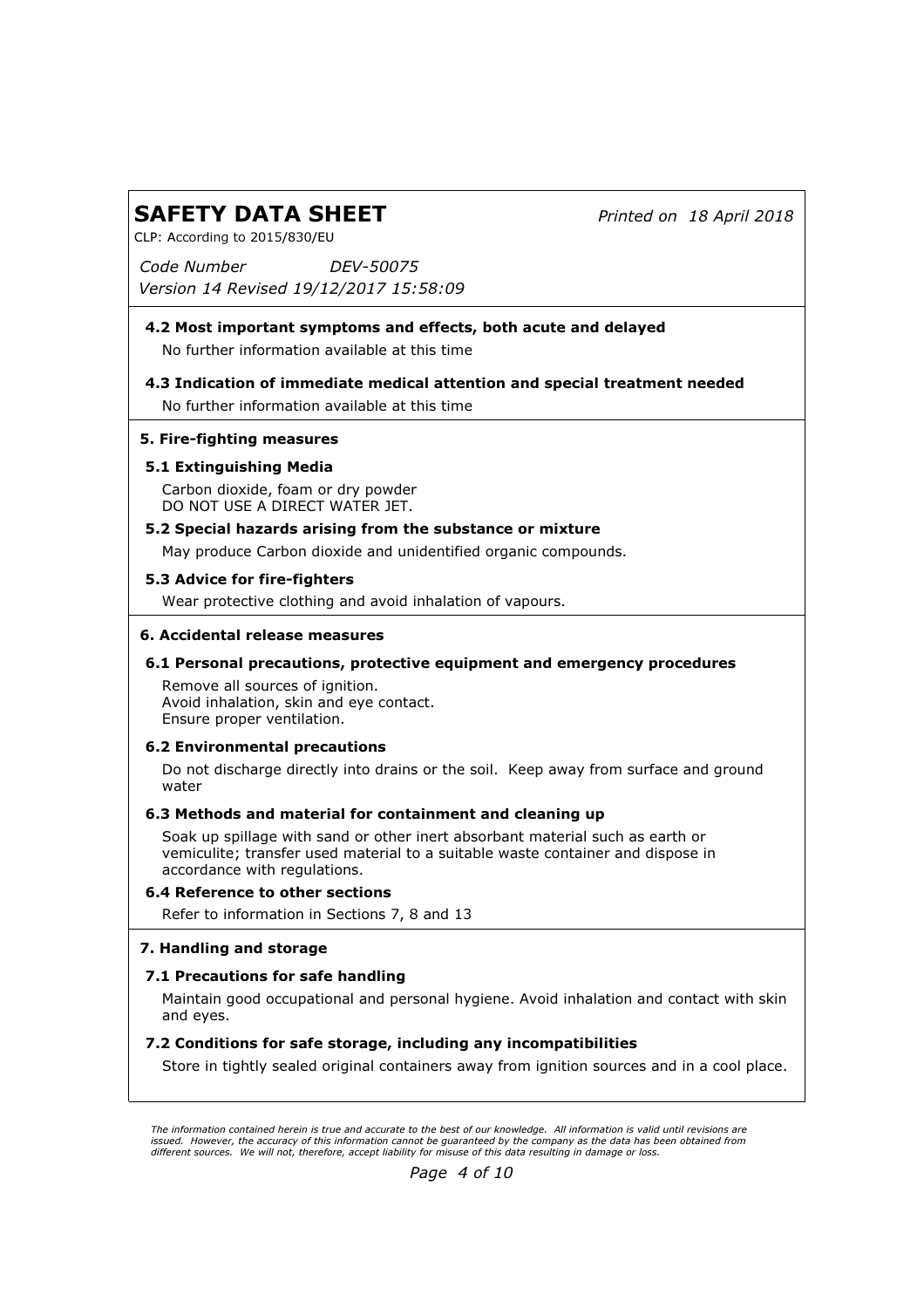### 4.2 Most important symptoms and effects, both acute and delayed

No further information available at this time

### 4.3 Indication of immediate medical attention and special treatment needed

No further information available at this time

## 5. Fire-fighting measures

### 5.1 Extinguishing Media

Carbon dioxide, foam or dry powder
DO NOT USE A DIRECT WATER JET.

### 5.2 Special hazards arising from the substance or mixture

May produce Carbon dioxide and unidentified organic compounds.

### 5.3 Advice for fire-fighters

Wear protective clothing and avoid inhalation of vapours.

## 6. Accidental release measures

### 6.1 Personal precautions, protective equipment and emergency procedures

Remove all sources of ignition.
Avoid inhalation, skin and eye contact.
Ensure proper ventilation.

### 6.2 Environmental precautions

Do not discharge directly into drains or the soil. Keep away from surface and ground water

### 6.3 Methods and material for containment and cleaning up

Soak up spillage with sand or other inert absorbant material such as earth or vemiculite; transfer used material to a suitable waste container and dispose in accordance with regulations.

### 6.4 Reference to other sections

Refer to information in Sections 7, 8 and 13

## 7. Handling and storage

### 7.1 Precautions for safe handling

Maintain good occupational and personal hygiene. Avoid inhalation and contact with skin and eyes.

### 7.2 Conditions for safe storage, including any incompatibilities

Store in tightly sealed original containers away from ignition sources and in a cool place.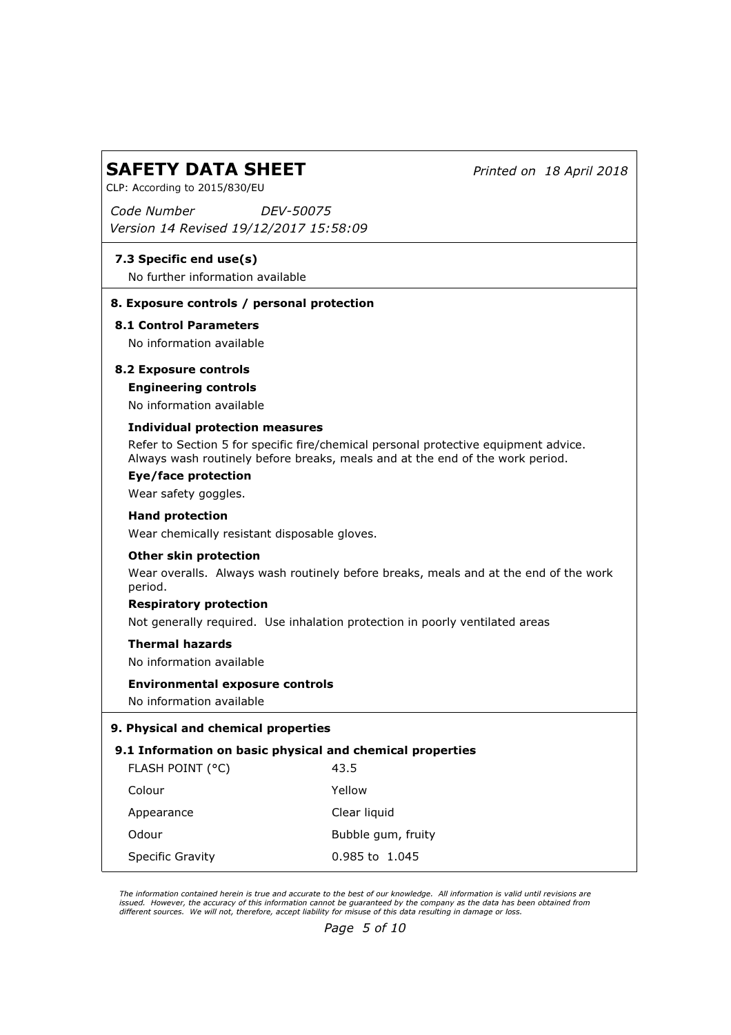### 7.3 Specific end use(s)

No further information available

## 8. Exposure controls / personal protection

### 8.1 Control Parameters

No information available

### 8.2 Exposure controls

**Engineering controls**

No information available

**Individual protection measures**

Refer to Section 5 for specific fire/chemical personal protective equipment advice. Always wash routinely before breaks, meals and at the end of the work period.

**Eye/face protection**

Wear safety goggles.

**Hand protection**

Wear chemically resistant disposable gloves.

**Other skin protection**

Wear overalls. Always wash routinely before breaks, meals and at the end of the work period.

**Respiratory protection**

Not generally required. Use inhalation protection in poorly ventilated areas

**Thermal hazards**

No information available

**Environmental exposure controls**

No information available

## 9. Physical and chemical properties

### 9.1 Information on basic physical and chemical properties

| | |
|---|---|
| FLASH POINT (°C) | 43.5 |
| Colour | Yellow |
| Appearance | Clear liquid |
| Odour | Bubble gum, fruity |
| Specific Gravity | 0.985 to 1.045 |

*The information contained herein is true and accurate to the best of our knowledge. All information is valid until revisions are issued. However, the accuracy of this information cannot be guaranteed by the company as the data has been obtained from different sources. We will not, therefore, accept liability for misuse of this data resulting in damage or loss.*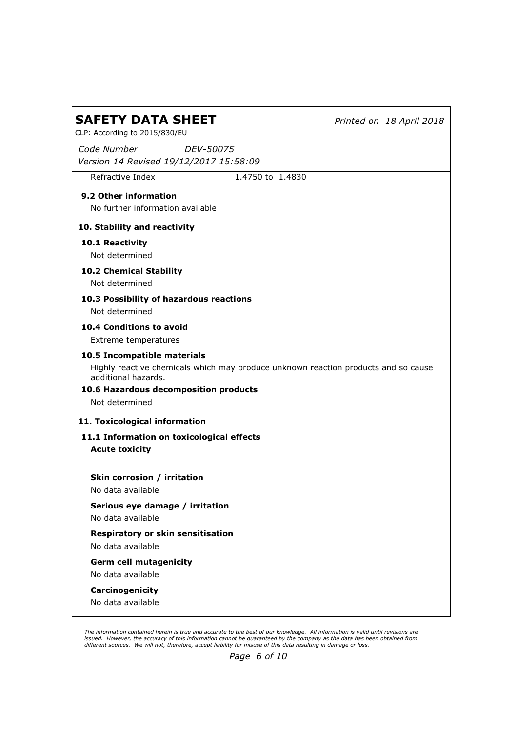| Refractive Index | 1.4750 to 1.4830 |
|---|---|

### 9.2 Other information

No further information available

## 10. Stability and reactivity

### 10.1 Reactivity

Not determined

### 10.2 Chemical Stability

Not determined

### 10.3 Possibility of hazardous reactions

Not determined

### 10.4 Conditions to avoid

Extreme temperatures

### 10.5 Incompatible materials

Highly reactive chemicals which may produce unknown reaction products and so cause additional hazards.

### 10.6 Hazardous decomposition products

Not determined

## 11. Toxicological information

### 11.1 Information on toxicological effects

**Acute toxicity**

**Skin corrosion / irritation**

No data available

**Serious eye damage / irritation**

No data available

**Respiratory or skin sensitisation**

No data available

**Germ cell mutagenicity**

No data available

**Carcinogenicity**

No data available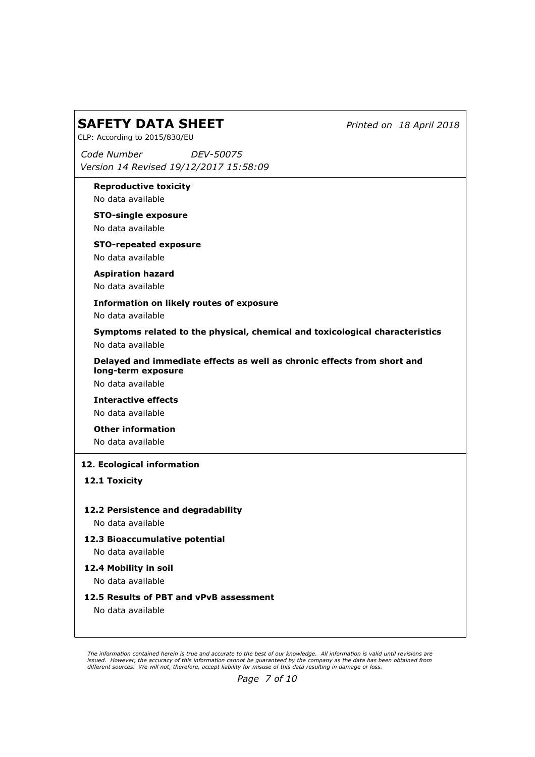**Reproductive toxicity**

No data available

**STO-single exposure**

No data available

**STO-repeated exposure**

No data available

**Aspiration hazard**

No data available

**Information on likely routes of exposure**

No data available

**Symptoms related to the physical, chemical and toxicological characteristics**

No data available

**Delayed and immediate effects as well as chronic effects from short and long-term exposure**

No data available

**Interactive effects**

No data available

**Other information**

No data available

## 12. Ecological information

### 12.1 Toxicity

### 12.2 Persistence and degradability

No data available

### 12.3 Bioaccumulative potential

No data available

### 12.4 Mobility in soil

No data available

### 12.5 Results of PBT and vPvB assessment

No data available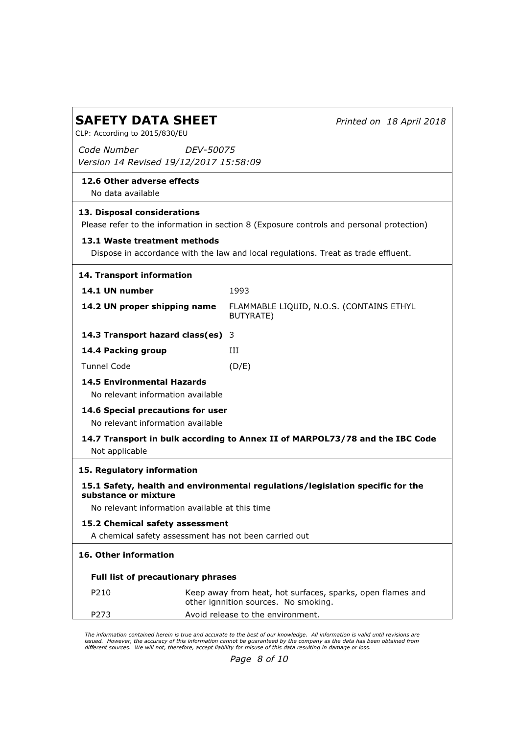#### 12.6 Other adverse effects

No data available

### 13. Disposal considerations

Please refer to the information in section 8 (Exposure controls and personal protection)

#### 13.1 Waste treatment methods

Dispose in accordance with the law and local regulations. Treat as trade effluent.

### 14. Transport information

| | |
|---|---|
| **14.1 UN number** | 1993 |
| **14.2 UN proper shipping name** | FLAMMABLE LIQUID, N.O.S. (CONTAINS ETHYL BUTYRATE) |
| **14.3 Transport hazard class(es)** | 3 |
| **14.4 Packing group** | III |
| Tunnel Code | (D/E) |

#### 14.5 Environmental Hazards

No relevant information available

#### 14.6 Special precautions for user

No relevant information available

#### 14.7 Transport in bulk according to Annex II of MARPOL73/78 and the IBC Code

Not applicable

### 15. Regulatory information

#### 15.1 Safety, health and environmental regulations/legislation specific for the substance or mixture

No relevant information available at this time

#### 15.2 Chemical safety assessment

A chemical safety assessment has not been carried out

### 16. Other information

#### Full list of precautionary phrases

| | |
|---|---|
| P210 | Keep away from heat, hot surfaces, sparks, open flames and other ignnition sources. No smoking. |
| P273 | Avoid release to the environment. |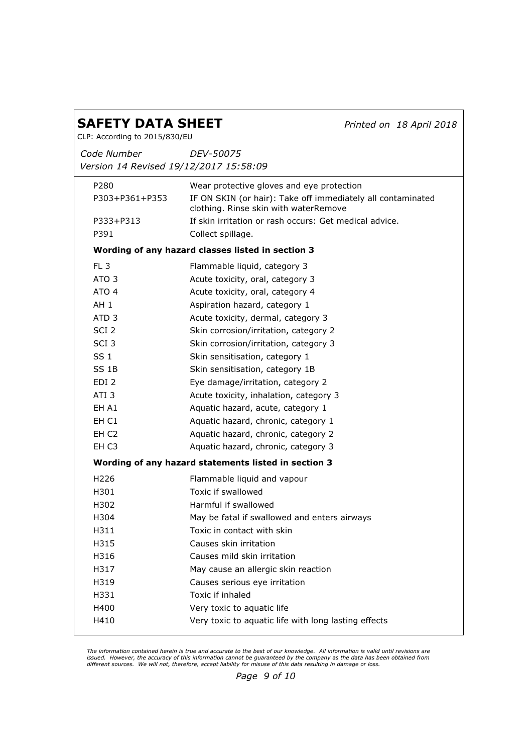| | |
|---|---|
| P280 | Wear protective gloves and eye protection |
| P303+P361+P353 | IF ON SKIN (or hair): Take off immediately all contaminated clothing. Rinse skin with waterRemove |
| P333+P313 | If skin irritation or rash occurs: Get medical advice. |
| P391 | Collect spillage. |

**Wording of any hazard classes listed in section 3**

| | |
|---|---|
| FL 3 | Flammable liquid, category 3 |
| ATO 3 | Acute toxicity, oral, category 3 |
| ATO 4 | Acute toxicity, oral, category 4 |
| AH 1 | Aspiration hazard, category 1 |
| ATD 3 | Acute toxicity, dermal, category 3 |
| SCI 2 | Skin corrosion/irritation, category 2 |
| SCI 3 | Skin corrosion/irritation, category 3 |
| SS 1 | Skin sensitisation, category 1 |
| SS 1B | Skin sensitisation, category 1B |
| EDI 2 | Eye damage/irritation, category 2 |
| ATI 3 | Acute toxicity, inhalation, category 3 |
| EH A1 | Aquatic hazard, acute, category 1 |
| EH C1 | Aquatic hazard, chronic, category 1 |
| EH C2 | Aquatic hazard, chronic, category 2 |
| EH C3 | Aquatic hazard, chronic, category 3 |

**Wording of any hazard statements listed in section 3**

| | |
|---|---|
| H226 | Flammable liquid and vapour |
| H301 | Toxic if swallowed |
| H302 | Harmful if swallowed |
| H304 | May be fatal if swallowed and enters airways |
| H311 | Toxic in contact with skin |
| H315 | Causes skin irritation |
| H316 | Causes mild skin irritation |
| H317 | May cause an allergic skin reaction |
| H319 | Causes serious eye irritation |
| H331 | Toxic if inhaled |
| H400 | Very toxic to aquatic life |
| H410 | Very toxic to aquatic life with long lasting effects |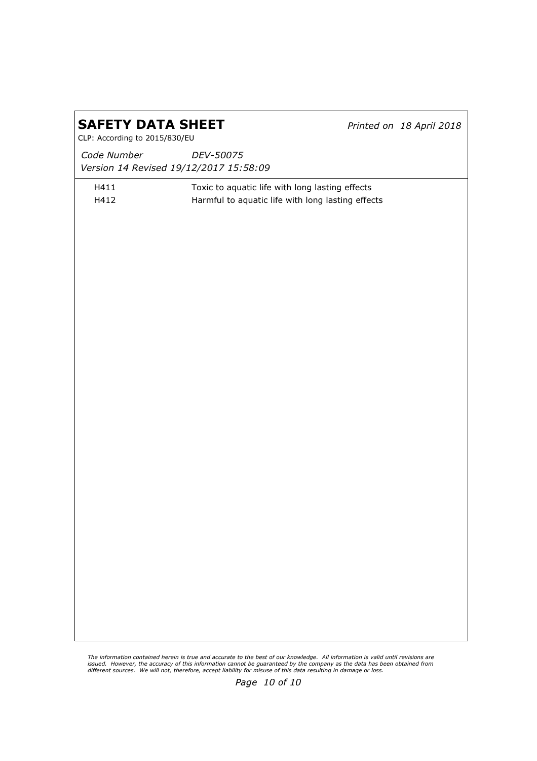| | |
|---|---|
| H411 | Toxic to aquatic life with long lasting effects |
| H412 | Harmful to aquatic life with long lasting effects |

*The information contained herein is true and accurate to the best of our knowledge. All information is valid until revisions are issued. However, the accuracy of this information cannot be guaranteed by the company as the data has been obtained from different sources. We will not, therefore, accept liability for misuse of this data resulting in damage or loss.*